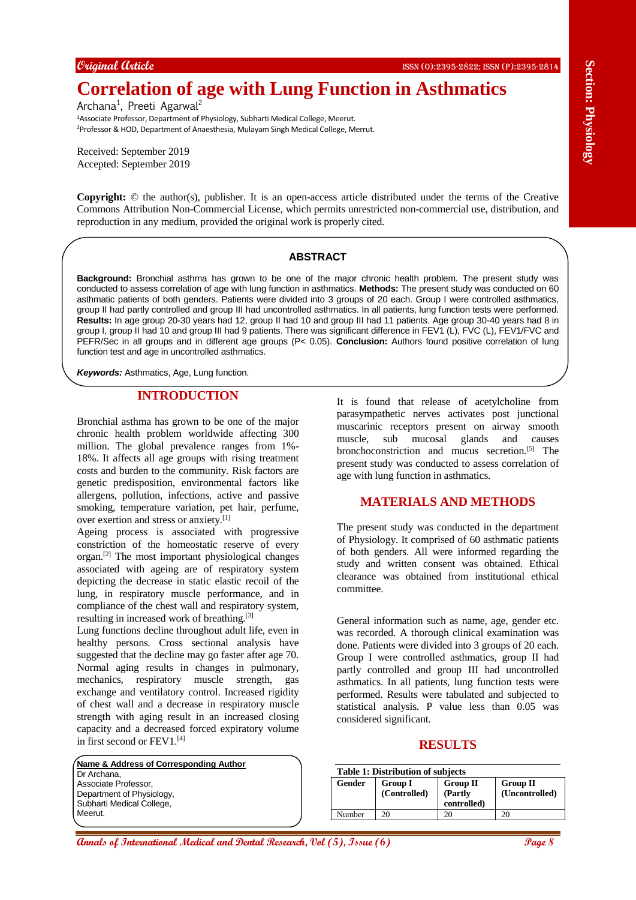Original Article

ISSN (O):2395-2822; ISSN (P):2395-2814

# Correlation of age with Lung Function in Asthmatics

Archana[1], Preeti Agarwal[2]

[1]Associate Professor, Department of Physiology, Subharti Medical College, Meerut.
[2]Professor & HOD, Department of Anaesthesia, Mulayam Singh Medical College, Merrut.

Received: September 2019
Accepted: September 2019

**Copyright:** © the author(s), publisher. It is an open-access article distributed under the terms of the Creative Commons Attribution Non-Commercial License, which permits unrestricted non-commercial use, distribution, and reproduction in any medium, provided the original work is properly cited.

## ABSTRACT

**Background:** Bronchial asthma has grown to be one of the major chronic health problem. The present study was conducted to assess correlation of age with lung function in asthmatics. **Methods:** The present study was conducted on 60 asthmatic patients of both genders. Patients were divided into 3 groups of 20 each. Group I were controlled asthmatics, group II had partly controlled and group III had uncontrolled asthmatics. In all patients, lung function tests were performed. **Results:** In age group 20-30 years had 12, group II had 10 and group III had 11 patients. Age group 30-40 years had 8 in group I, group II had 10 and group III had 9 patients. There was significant difference in FEV1 (L), FVC (L), FEV1/FVC and PEFR/Sec in all groups and in different age groups (P< 0.05). **Conclusion:** Authors found positive correlation of lung function test and age in uncontrolled asthmatics.

***Keywords:*** Asthmatics, Age, Lung function.

## INTRODUCTION

Bronchial asthma has grown to be one of the major chronic health problem worldwide affecting 300 million. The global prevalence ranges from 1%-18%. It affects all age groups with rising treatment costs and burden to the community. Risk factors are genetic predisposition, environmental factors like allergens, pollution, infections, active and passive smoking, temperature variation, pet hair, perfume, over exertion and stress or anxiety.[1]

Ageing process is associated with progressive constriction of the homeostatic reserve of every organ.[2] The most important physiological changes associated with ageing are of respiratory system depicting the decrease in static elastic recoil of the lung, in respiratory muscle performance, and in compliance of the chest wall and respiratory system, resulting in increased work of breathing.[3]

Lung functions decline throughout adult life, even in healthy persons. Cross sectional analysis have suggested that the decline may go faster after age 70. Normal aging results in changes in pulmonary, mechanics, respiratory muscle strength, gas exchange and ventilatory control. Increased rigidity of chest wall and a decrease in respiratory muscle strength with aging result in an increased closing capacity and a decreased forced expiratory volume in first second or FEV1.[4]

It is found that release of acetylcholine from parasympathetic nerves activates post junctional muscarinic receptors present on airway smooth muscle, sub mucosal glands and causes bronchoconstriction and mucus secretion.[5] The present study was conducted to assess correlation of age with lung function in asthmatics.

**Name & Address of Corresponding Author**
Dr Archana,
Associate Professor,
Department of Physiology,
Subharti Medical College,
Meerut.

## MATERIALS AND METHODS

The present study was conducted in the department of Physiology. It comprised of 60 asthmatic patients of both genders. All were informed regarding the study and written consent was obtained. Ethical clearance was obtained from institutional ethical committee.

General information such as name, age, gender etc. was recorded. A thorough clinical examination was done. Patients were divided into 3 groups of 20 each. Group I were controlled asthmatics, group II had partly controlled and group III had uncontrolled asthmatics. In all patients, lung function tests were performed. Results were tabulated and subjected to statistical analysis. P value less than 0.05 was considered significant.

## RESULTS

**Table 1: Distribution of subjects**

| Gender | Group I (Controlled) | Group II (Partly controlled) | Group II (Uncontrolled) |
|---|---|---|---|
| Number | 20 | 20 | 20 |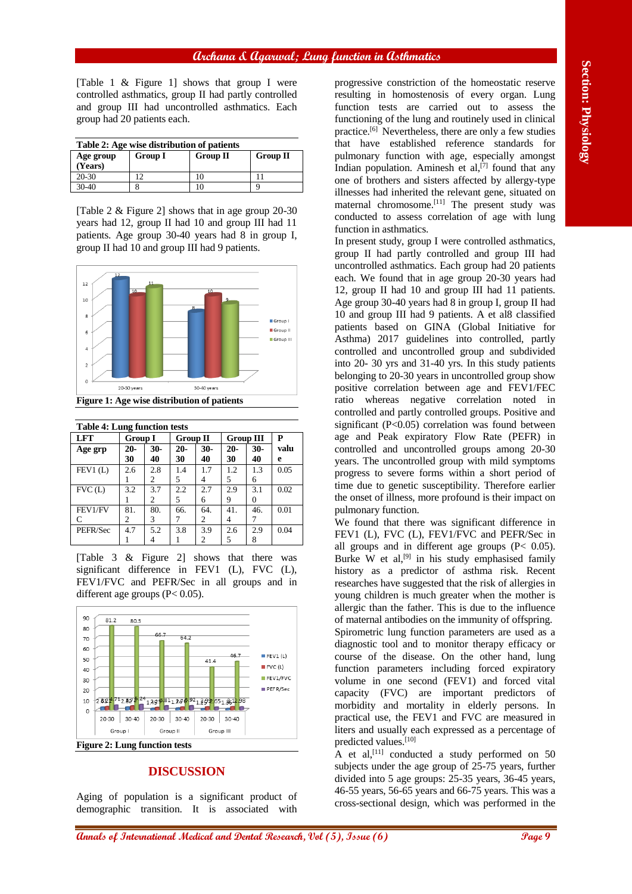[Table 1 & Figure 1] shows that group I were controlled asthmatics, group II had partly controlled and group III had uncontrolled asthmatics. Each group had 20 patients each.

**Table 2: Age wise distribution of patients**

| Age group (Years) | Group I | Group II | Group II |
|---|---|---|---|
| 20-30 | 12 | 10 | 11 |
| 30-40 | 8 | 10 | 9 |

[Table 2 & Figure 2] shows that in age group 20-30 years had 12, group II had 10 and group III had 11 patients. Age group 30-40 years had 8 in group I, group II had 10 and group III had 9 patients.

**Figure 1: Age wise distribution of patients**

**Table 4: Lung function tests**

| LFT | Group I | | Group II | | Group III | | P value |
|---|---|---|---|---|---|---|---|
| Age grp | 20-30 | 30-40 | 20-30 | 30-40 | 20-30 | 30-40 | |
| FEV1 (L) | 2.61 | 2.82 | 1.45 | 1.74 | 1.25 | 1.36 | 0.05 |
| FVC (L) | 3.21 | 3.72 | 2.25 | 2.76 | 2.99 | 3.10 | 0.02 |
| FEV1/FVC | 81.2 | 80.3 | 66.7 | 64.2 | 41.4 | 46.7 | 0.01 |
| PEFR/Sec | 4.71 | 5.24 | 3.81 | 3.92 | 2.65 | 2.98 | 0.04 |

[Table 3 & Figure 2] shows that there was significant difference in FEV1 (L), FVC (L), FEV1/FVC and PEFR/Sec in all groups and in different age groups (P< 0.05).

**Figure 2: Lung function tests**

## DISCUSSION

Aging of population is a significant product of demographic transition. It is associated with progressive constriction of the homeostatic reserve resulting in homostenosis of every organ. Lung function tests are carried out to assess the functioning of the lung and routinely used in clinical practice.[6] Nevertheless, there are only a few studies that have established reference standards for pulmonary function with age, especially amongst Indian population. Aminesh et al,[7] found that any one of brothers and sisters affected by allergy-type illnesses had inherited the relevant gene, situated on maternal chromosome.[11] The present study was conducted to assess correlation of age with lung function in asthmatics.

In present study, group I were controlled asthmatics, group II had partly controlled and group III had uncontrolled asthmatics. Each group had 20 patients each. We found that in age group 20-30 years had 12, group II had 10 and group III had 11 patients. Age group 30-40 years had 8 in group I, group II had 10 and group III had 9 patients. A et al8 classified patients based on GINA (Global Initiative for Asthma) 2017 guidelines into controlled, partly controlled and uncontrolled group and subdivided into 20- 30 yrs and 31-40 yrs. In this study patients belonging to 20-30 years in uncontrolled group show positive correlation between age and FEV1/FEC ratio whereas negative correlation noted in controlled and partly controlled groups. Positive and significant (P<0.05) correlation was found between age and Peak expiratory Flow Rate (PEFR) in controlled and uncontrolled groups among 20-30 years. The uncontrolled group with mild symptoms progress to severe forms within a short period of time due to genetic susceptibility. Therefore earlier the onset of illness, more profound is their impact on pulmonary function.

We found that there was significant difference in FEV1 (L), FVC (L), FEV1/FVC and PEFR/Sec in all groups and in different age groups (P< 0.05). Burke W et al,[9] in his study emphasised family history as a predictor of asthma risk. Recent researches have suggested that the risk of allergies in young children is much greater when the mother is allergic than the father. This is due to the influence of maternal antibodies on the immunity of offspring.

Spirometric lung function parameters are used as a diagnostic tool and to monitor therapy efficacy or course of the disease. On the other hand, lung function parameters including forced expiratory volume in one second (FEV1) and forced vital capacity (FVC) are important predictors of morbidity and mortality in elderly persons. In practical use, the FEV1 and FVC are measured in liters and usually each expressed as a percentage of predicted values.[10]

A et al,[11] conducted a study performed on 50 subjects under the age group of 25-75 years, further divided into 5 age groups: 25-35 years, 36-45 years, 46-55 years, 56-65 years and 66-75 years. This was a cross-sectional design, which was performed in the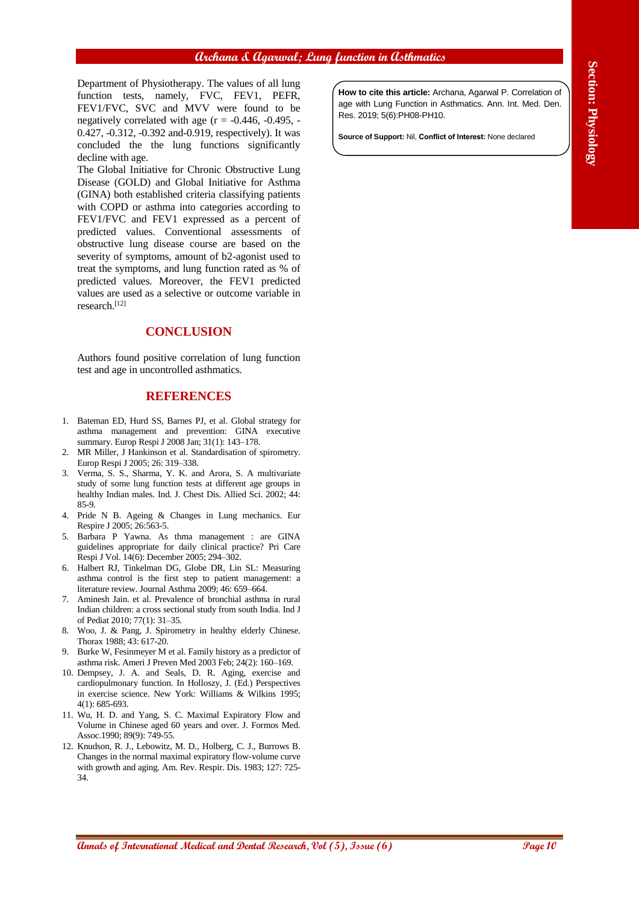Department of Physiotherapy. The values of all lung function tests, namely, FVC, FEV1, PEFR, FEV1/FVC, SVC and MVV were found to be negatively correlated with age (r = -0.446, -0.495, -0.427, -0.312, -0.392 and-0.919, respectively). It was concluded the the lung functions significantly decline with age.

The Global Initiative for Chronic Obstructive Lung Disease (GOLD) and Global Initiative for Asthma (GINA) both established criteria classifying patients with COPD or asthma into categories according to FEV1/FVC and FEV1 expressed as a percent of predicted values. Conventional assessments of obstructive lung disease course are based on the severity of symptoms, amount of b2-agonist used to treat the symptoms, and lung function rated as % of predicted values. Moreover, the FEV1 predicted values are used as a selective or outcome variable in research.[12]

## CONCLUSION

Authors found positive correlation of lung function test and age in uncontrolled asthmatics.

## REFERENCES

1. Bateman ED, Hurd SS, Barnes PJ, et al. Global strategy for asthma management and prevention: GINA executive summary. Europ Respi J 2008 Jan; 31(1): 143–178.
2. MR Miller, J Hankinson et al. Standardisation of spirometry. Europ Respi J 2005; 26: 319–338.
3. Verma, S. S., Sharma, Y. K. and Arora, S. A multivariate study of some lung function tests at different age groups in healthy Indian males. Ind. J. Chest Dis. Allied Sci. 2002; 44: 85-9.
4. Pride N B. Ageing & Changes in Lung mechanics. Eur Respire J 2005; 26:563-5.
5. Barbara P Yawna. As thma management : are GINA guidelines appropriate for daily clinical practice? Pri Care Respi J Vol. 14(6): December 2005; 294–302.
6. Halbert RJ, Tinkelman DG, Globe DR, Lin SL: Measuring asthma control is the first step to patient management: a literature review. Journal Asthma 2009; 46: 659–664.
7. Aminesh Jain. et al. Prevalence of bronchial asthma in rural Indian children: a cross sectional study from south India. Ind J of Pediat 2010; 77(1): 31–35.
8. Woo, J. & Pang, J. Spirometry in healthy elderly Chinese. Thorax 1988; 43: 617-20.
9. Burke W, Fesinmeyer M et al. Family history as a predictor of asthma risk. Ameri J Preven Med 2003 Feb; 24(2): 160–169.
10. Dempsey, J. A. and Seals, D. R. Aging, exercise and cardiopulmonary function. In Holloszy, J. (Ed.) Perspectives in exercise science. New York: Williams & Wilkins 1995; 4(1): 685-693.
11. Wu, H. D. and Yang, S. C. Maximal Expiratory Flow and Volume in Chinese aged 60 years and over. J. Formos Med. Assoc.1990; 89(9): 749-55.
12. Knudson, R. J., Lebowitz, M. D., Holberg, C. J., Burrows B. Changes in the normal maximal expiratory flow-volume curve with growth and aging. Am. Rev. Respir. Dis. 1983; 127: 725-34.

**How to cite this article:** Archana, Agarwal P. Correlation of age with Lung Function in Asthmatics. Ann. Int. Med. Den. Res. 2019; 5(6):PH08-PH10.

**Source of Support:** Nil, **Conflict of Interest:** None declared